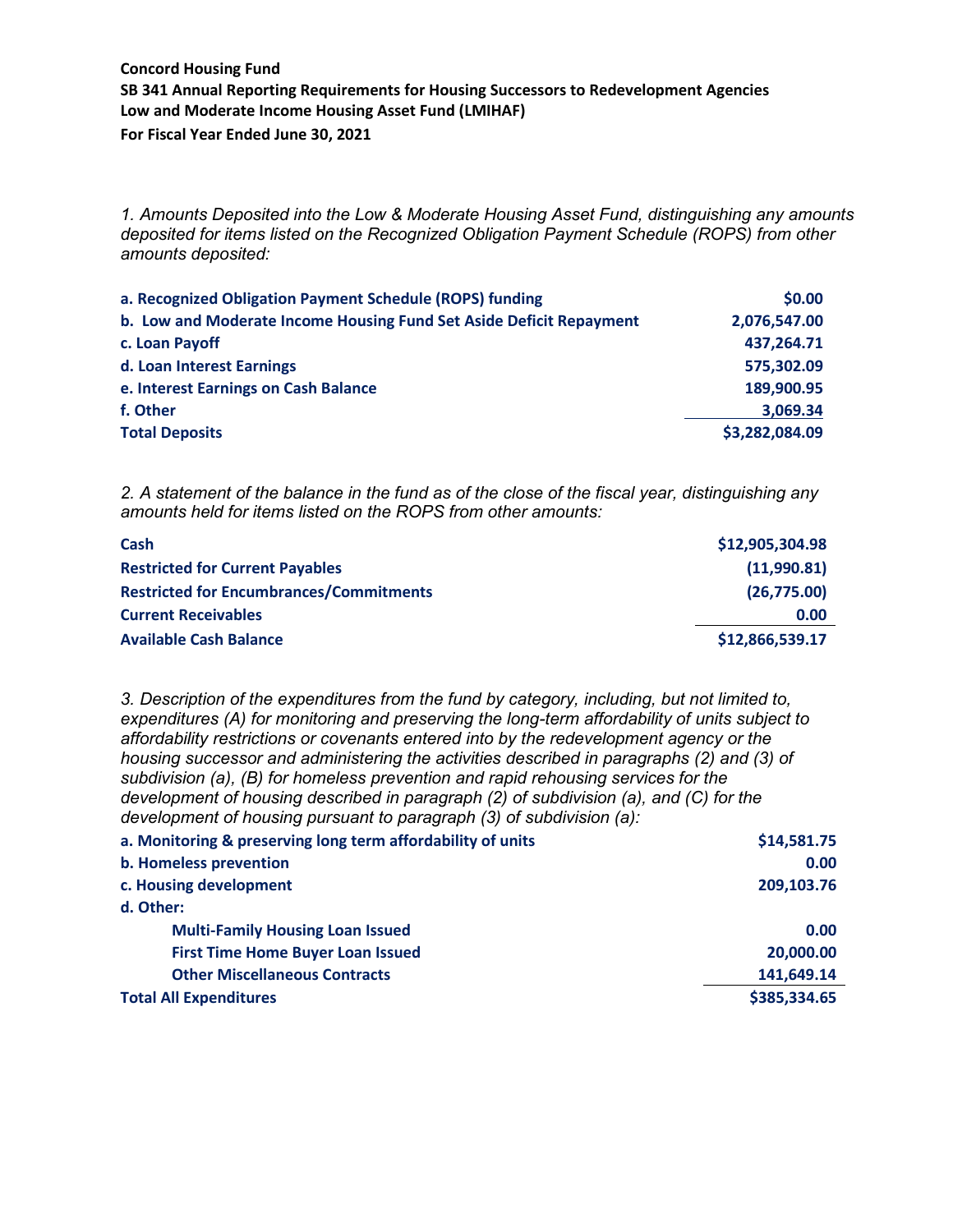**Concord Housing Fund**

**SB 341 Annual Reporting Requirements for Housing Successors to Redevelopment Agencies**

**Low and Moderate Income Housing Asset Fund (LMIHAF)**

**For Fiscal Year Ended June 30, 2021**

*1. Amounts Deposited into the Low & Moderate Housing Asset Fund, distinguishing any amounts deposited for items listed on the Recognized Obligation Payment Schedule (ROPS) from other amounts deposited:*

| | |
|---|---:|
| **a. Recognized Obligation Payment Schedule (ROPS) funding** | **$0.00** |
| **b. Low and Moderate Income Housing Fund Set Aside Deficit Repayment** | **2,076,547.00** |
| **c. Loan Payoff** | **437,264.71** |
| **d. Loan Interest Earnings** | **575,302.09** |
| **e. Interest Earnings on Cash Balance** | **189,900.95** |
| **f. Other** | **3,069.34** |
| **Total Deposits** | **$3,282,084.09** |

*2. A statement of the balance in the fund as of the close of the fiscal year, distinguishing any amounts held for items listed on the ROPS from other amounts:*

| | |
|---|---:|
| **Cash** | **$12,905,304.98** |
| **Restricted for Current Payables** | **(11,990.81)** |
| **Restricted for Encumbrances/Commitments** | **(26,775.00)** |
| **Current Receivables** | **0.00** |
| **Available Cash Balance** | **$12,866,539.17** |

*3. Description of the expenditures from the fund by category, including, but not limited to, expenditures (A) for monitoring and preserving the long-term affordability of units subject to affordability restrictions or covenants entered into by the redevelopment agency or the housing successor and administering the activities described in paragraphs (2) and (3) of subdivision (a), (B) for homeless prevention and rapid rehousing services for the development of housing described in paragraph (2) of subdivision (a), and (C) for the development of housing pursuant to paragraph (3) of subdivision (a):*

| | |
|---|---:|
| **a. Monitoring & preserving long term affordability of units** | **$14,581.75** |
| **b. Homeless prevention** | **0.00** |
| **c. Housing development** | **209,103.76** |
| **d. Other:** | |
| **Multi-Family Housing Loan Issued** | **0.00** |
| **First Time Home Buyer Loan Issued** | **20,000.00** |
| **Other Miscellaneous Contracts** | **141,649.14** |
| **Total All Expenditures** | **$385,334.65** |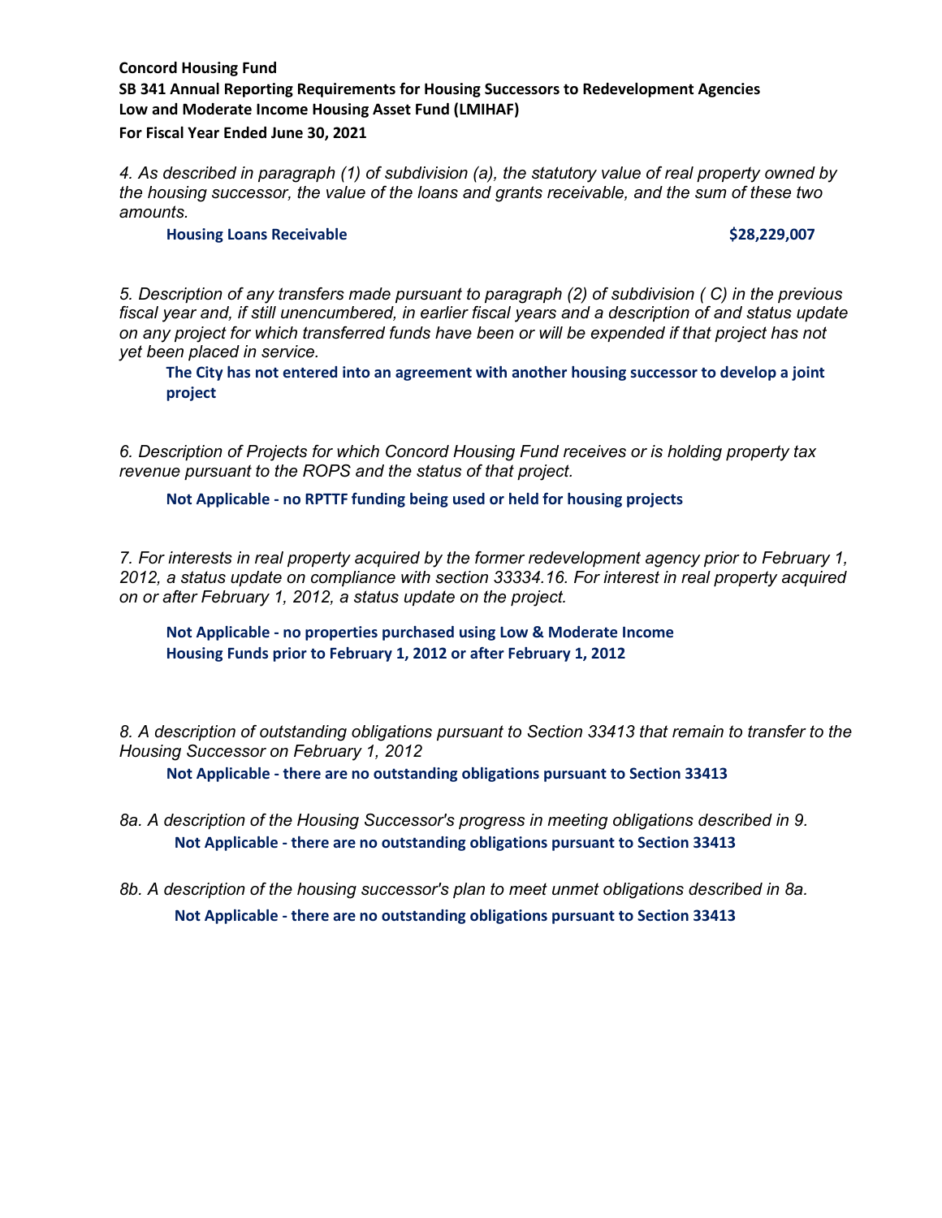**Concord Housing Fund**

**SB 341 Annual Reporting Requirements for Housing Successors to Redevelopment Agencies**

**Low and Moderate Income Housing Asset Fund (LMIHAF)**

**For Fiscal Year Ended June 30, 2021**

*4. As described in paragraph (1) of subdivision (a), the statutory value of real property owned by the housing successor, the value of the loans and grants receivable, and the sum of these two amounts.*

| **Housing Loans Receivable** | **$28,229,007** |
| --- | --- |

*5. Description of any transfers made pursuant to paragraph (2) of subdivision ( C) in the previous fiscal year and, if still unencumbered, in earlier fiscal years and a description of and status update on any project for which transferred funds have been or will be expended if that project has not yet been placed in service.*

**The City has not entered into an agreement with another housing successor to develop a joint project**

*6. Description of Projects for which Concord Housing Fund receives or is holding property tax revenue pursuant to the ROPS and the status of that project.*

**Not Applicable - no RPTTF funding being used or held for housing projects**

*7. For interests in real property acquired by the former redevelopment agency prior to February 1, 2012, a status update on compliance with section 33334.16. For interest in real property acquired on or after February 1, 2012, a status update on the project.*

**Not Applicable - no properties purchased using Low & Moderate Income Housing Funds prior to February 1, 2012 or after February 1, 2012**

*8. A description of outstanding obligations pursuant to Section 33413 that remain to transfer to the Housing Successor on February 1, 2012*

**Not Applicable - there are no outstanding obligations pursuant to Section 33413**

*8a. A description of the Housing Successor's progress in meeting obligations described in 9.*

**Not Applicable - there are no outstanding obligations pursuant to Section 33413**

*8b. A description of the housing successor's plan to meet unmet obligations described in 8a.*

**Not Applicable - there are no outstanding obligations pursuant to Section 33413**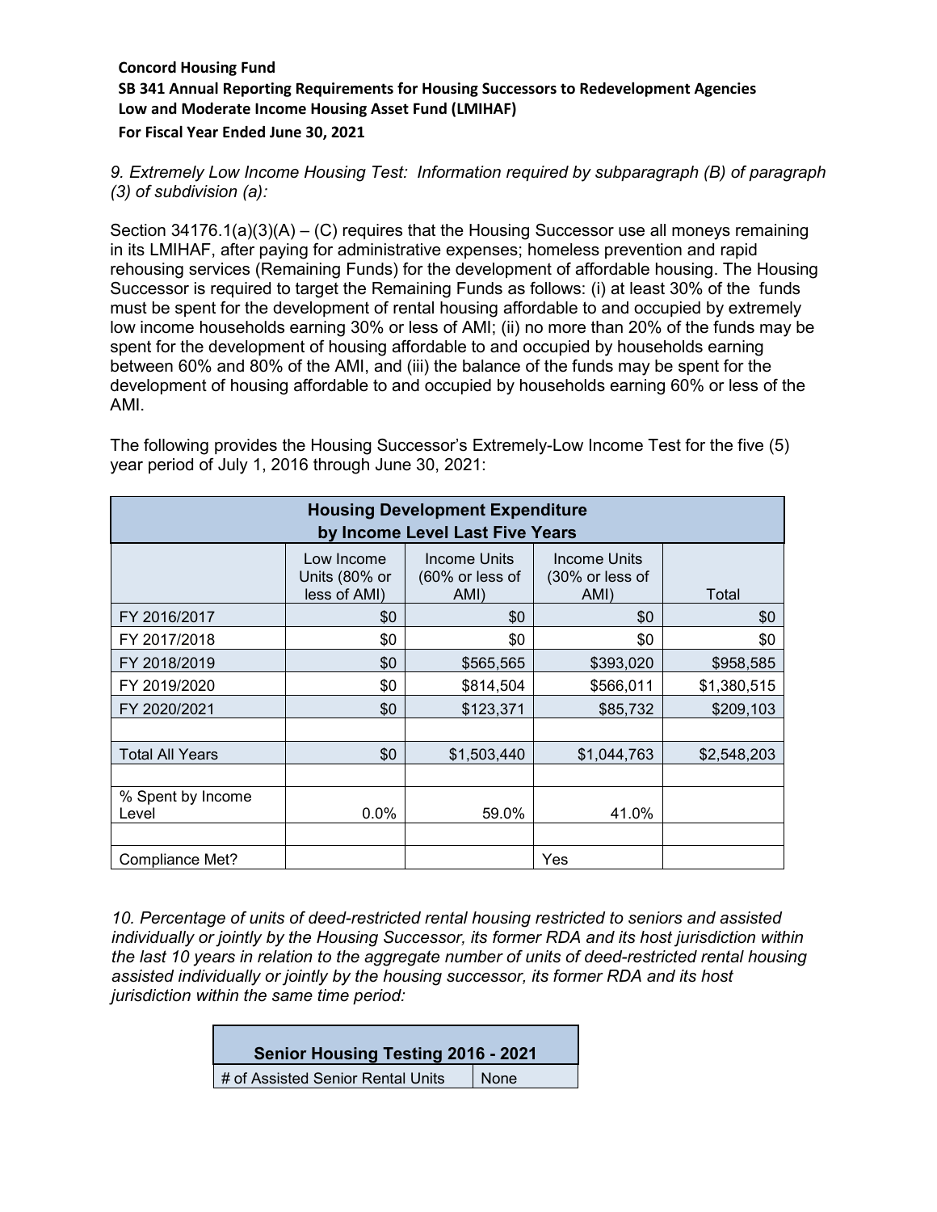**Concord Housing Fund**
**SB 341 Annual Reporting Requirements for Housing Successors to Redevelopment Agencies**
**Low and Moderate Income Housing Asset Fund (LMIHAF)**
**For Fiscal Year Ended June 30, 2021**

*9. Extremely Low Income Housing Test: Information required by subparagraph (B) of paragraph (3) of subdivision (a):*

Section 34176.1(a)(3)(A) – (C) requires that the Housing Successor use all moneys remaining in its LMIHAF, after paying for administrative expenses; homeless prevention and rapid rehousing services (Remaining Funds) for the development of affordable housing. The Housing Successor is required to target the Remaining Funds as follows: (i) at least 30% of the funds must be spent for the development of rental housing affordable to and occupied by extremely low income households earning 30% or less of AMI; (ii) no more than 20% of the funds may be spent for the development of housing affordable to and occupied by households earning between 60% and 80% of the AMI, and (iii) the balance of the funds may be spent for the development of housing affordable to and occupied by households earning 60% or less of the AMI.

The following provides the Housing Successor's Extremely-Low Income Test for the five (5) year period of July 1, 2016 through June 30, 2021:

| Housing Development Expenditure by Income Level Last Five Years | | | | |
|---|---|---|---|---|
| | Low Income Units (80% or less of AMI) | Income Units (60% or less of AMI) | Income Units (30% or less of AMI) | Total |
| FY 2016/2017 | $0 | $0 | $0 | $0 |
| FY 2017/2018 | $0 | $0 | $0 | $0 |
| FY 2018/2019 | $0 | $565,565 | $393,020 | $958,585 |
| FY 2019/2020 | $0 | $814,504 | $566,011 | $1,380,515 |
| FY 2020/2021 | $0 | $123,371 | $85,732 | $209,103 |
| | | | | |
| Total All Years | $0 | $1,503,440 | $1,044,763 | $2,548,203 |
| | | | | |
| % Spent by Income Level | 0.0% | 59.0% | 41.0% | |
| | | | | |
| Compliance Met? | | | Yes | |

*10. Percentage of units of deed-restricted rental housing restricted to seniors and assisted individually or jointly by the Housing Successor, its former RDA and its host jurisdiction within the last 10 years in relation to the aggregate number of units of deed-restricted rental housing assisted individually or jointly by the housing successor, its former RDA and its host jurisdiction within the same time period:*

| Senior Housing Testing 2016 - 2021 | |
|---|---|
| # of Assisted Senior Rental Units | None |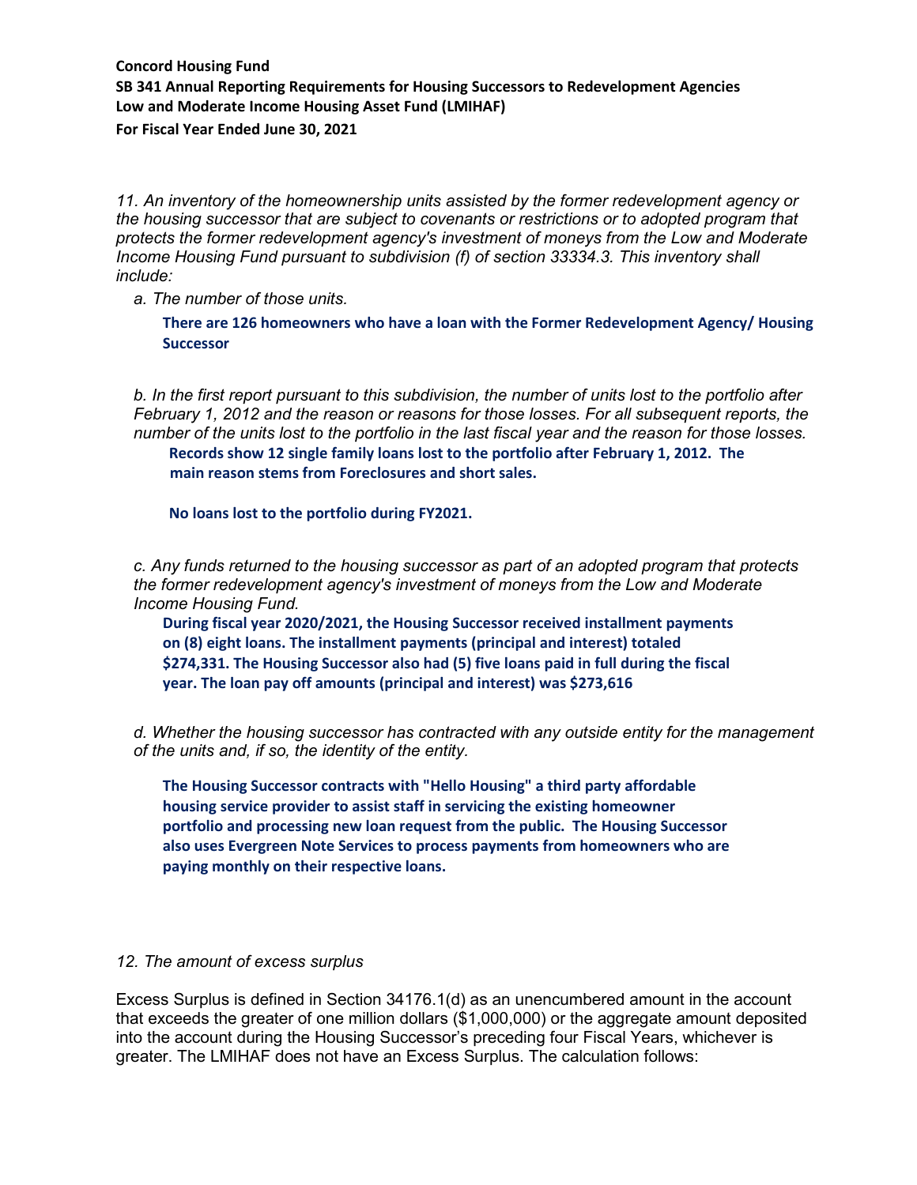**Concord Housing Fund**
**SB 341 Annual Reporting Requirements for Housing Successors to Redevelopment Agencies**
**Low and Moderate Income Housing Asset Fund (LMIHAF)**
**For Fiscal Year Ended June 30, 2021**

*11. An inventory of the homeownership units assisted by the former redevelopment agency or the housing successor that are subject to covenants or restrictions or to adopted program that protects the former redevelopment agency's investment of moneys from the Low and Moderate Income Housing Fund pursuant to subdivision (f) of section 33334.3. This inventory shall include:*

*a. The number of those units.*

**There are 126 homeowners who have a loan with the Former Redevelopment Agency/ Housing Successor**

*b. In the first report pursuant to this subdivision, the number of units lost to the portfolio after February 1, 2012 and the reason or reasons for those losses. For all subsequent reports, the number of the units lost to the portfolio in the last fiscal year and the reason for those losses.*

**Records show 12 single family loans lost to the portfolio after February 1, 2012. The main reason stems from Foreclosures and short sales.**

**No loans lost to the portfolio during FY2021.**

*c. Any funds returned to the housing successor as part of an adopted program that protects the former redevelopment agency's investment of moneys from the Low and Moderate Income Housing Fund.*

**During fiscal year 2020/2021, the Housing Successor received installment payments on (8) eight loans. The installment payments (principal and interest) totaled $274,331. The Housing Successor also had (5) five loans paid in full during the fiscal year. The loan pay off amounts (principal and interest) was $273,616**

*d. Whether the housing successor has contracted with any outside entity for the management of the units and, if so, the identity of the entity.*

**The Housing Successor contracts with "Hello Housing" a third party affordable housing service provider to assist staff in servicing the existing homeowner portfolio and processing new loan request from the public. The Housing Successor also uses Evergreen Note Services to process payments from homeowners who are paying monthly on their respective loans.**

*12. The amount of excess surplus*

Excess Surplus is defined in Section 34176.1(d) as an unencumbered amount in the account that exceeds the greater of one million dollars ($1,000,000) or the aggregate amount deposited into the account during the Housing Successor's preceding four Fiscal Years, whichever is greater. The LMIHAF does not have an Excess Surplus. The calculation follows: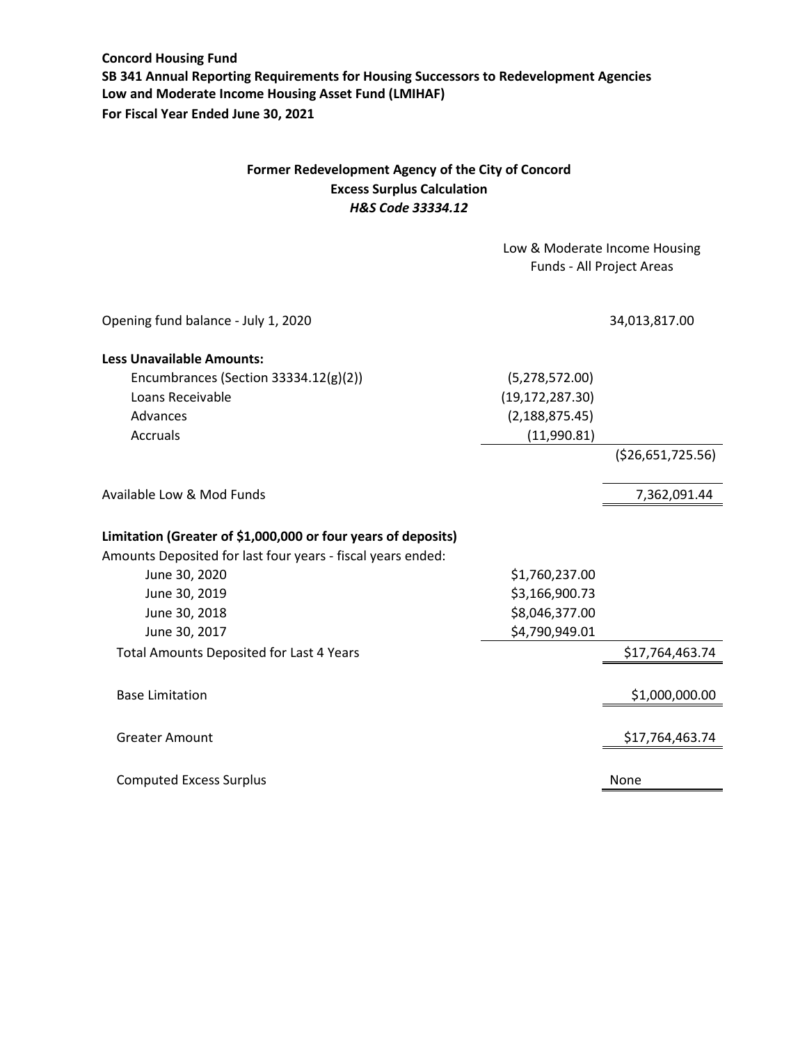**Concord Housing Fund**
**SB 341 Annual Reporting Requirements for Housing Successors to Redevelopment Agencies**
**Low and Moderate Income Housing Asset Fund (LMIHAF)**
**For Fiscal Year Ended June 30, 2021**

## Former Redevelopment Agency of the City of Concord
## Excess Surplus Calculation
***H&S Code 33334.12***

| | | Low & Moderate Income Housing Funds - All Project Areas |
|---|---|---|
| Opening fund balance - July 1, 2020 | | 34,013,817.00 |
| **Less Unavailable Amounts:** | | |
| Encumbrances (Section 33334.12(g)(2)) | (5,278,572.00) | |
| Loans Receivable | (19,172,287.30) | |
| Advances | (2,188,875.45) | |
| Accruals | (11,990.81) | |
| | | ($26,651,725.56) |
| Available Low & Mod Funds | | 7,362,091.44 |
| **Limitation (Greater of $1,000,000 or four years of deposits)** | | |
| Amounts Deposited for last four years - fiscal years ended: | | |
| June 30, 2020 | $1,760,237.00 | |
| June 30, 2019 | $3,166,900.73 | |
| June 30, 2018 | $8,046,377.00 | |
| June 30, 2017 | $4,790,949.01 | |
| Total Amounts Deposited for Last 4 Years | | $17,764,463.74 |
| Base Limitation | | $1,000,000.00 |
| Greater Amount | | $17,764,463.74 |
| Computed Excess Surplus | | None |